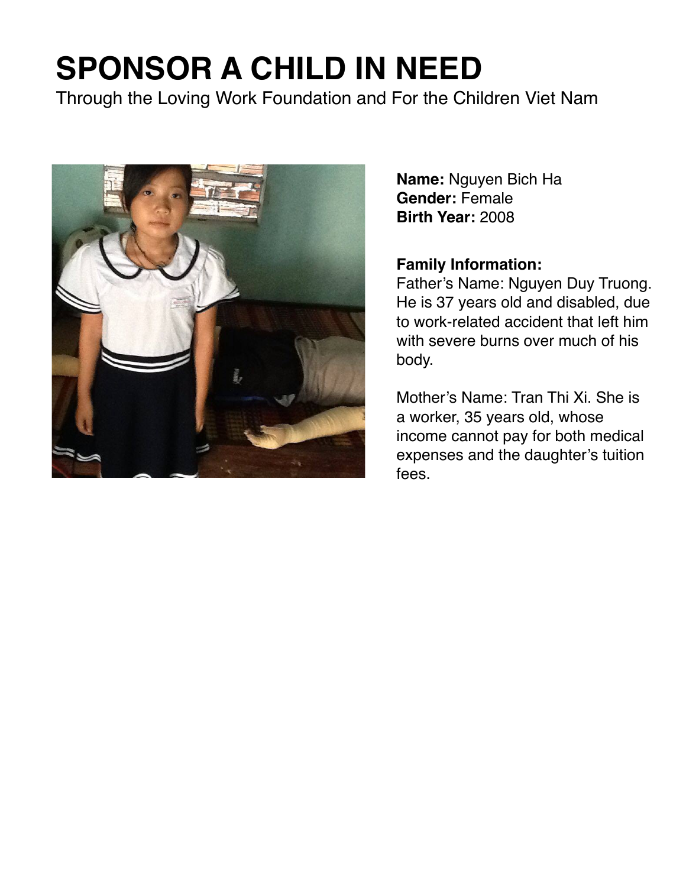# SPONSOR A CHILD IN NEED

Through the Loving Work Foundation and For the Children Viet Nam

**Name:** Nguyen Bich Ha
**Gender:** Female
**Birth Year:** 2008

**Family Information:**
Father's Name: Nguyen Duy Truong. He is 37 years old and disabled, due to work-related accident that left him with severe burns over much of his body.

Mother's Name: Tran Thi Xi. She is a worker, 35 years old, whose income cannot pay for both medical expenses and the daughter's tuition fees.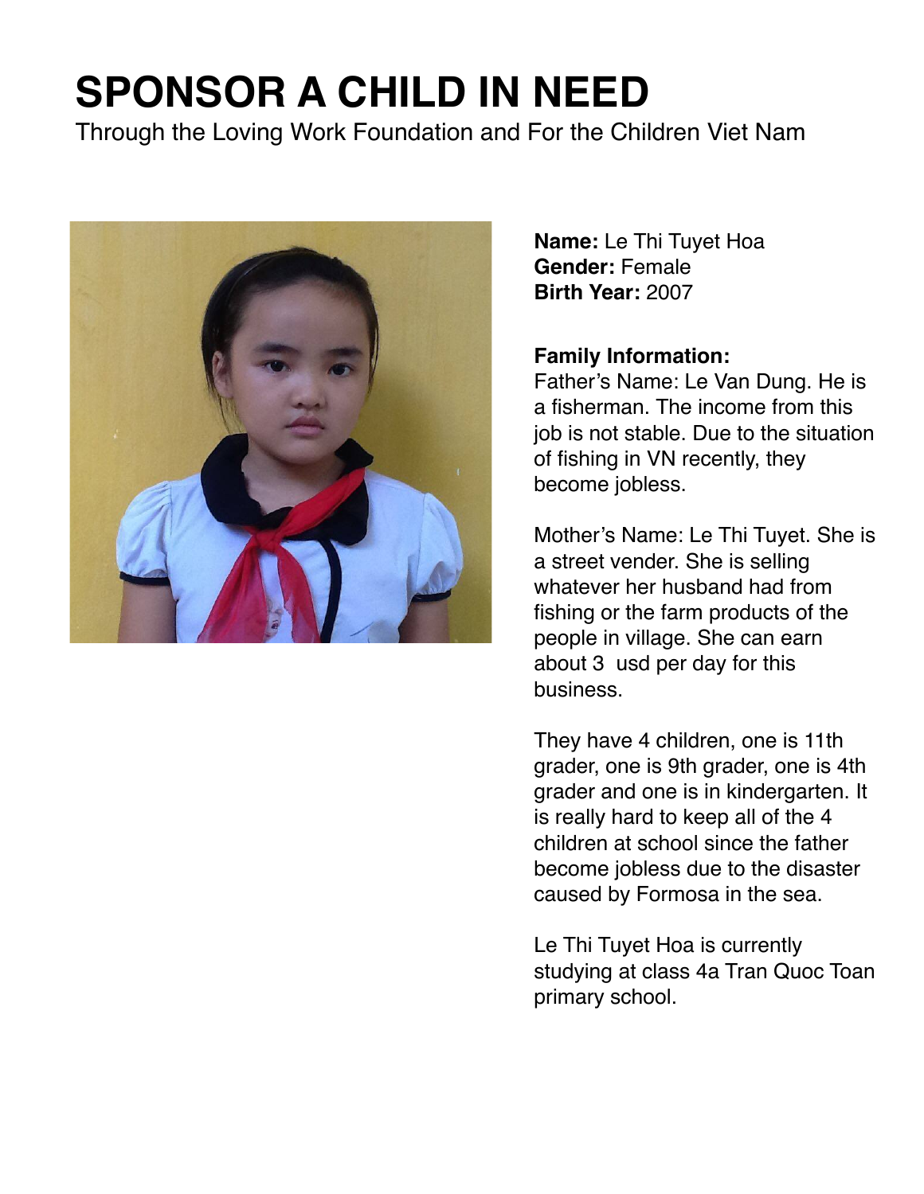# SPONSOR A CHILD IN NEED

Through the Loving Work Foundation and For the Children Viet Nam

**Name:** Le Thi Tuyet Hoa
**Gender:** Female
**Birth Year:** 2007

**Family Information:**
Father's Name: Le Van Dung. He is a fisherman. The income from this job is not stable. Due to the situation of fishing in VN recently, they become jobless.

Mother's Name: Le Thi Tuyet. She is a street vender. She is selling whatever her husband had from fishing or the farm products of the people in village. She can earn about 3 usd per day for this business.

They have 4 children, one is 11th grader, one is 9th grader, one is 4th grader and one is in kindergarten. It is really hard to keep all of the 4 children at school since the father become jobless due to the disaster caused by Formosa in the sea.

Le Thi Tuyet Hoa is currently studying at class 4a Tran Quoc Toan primary school.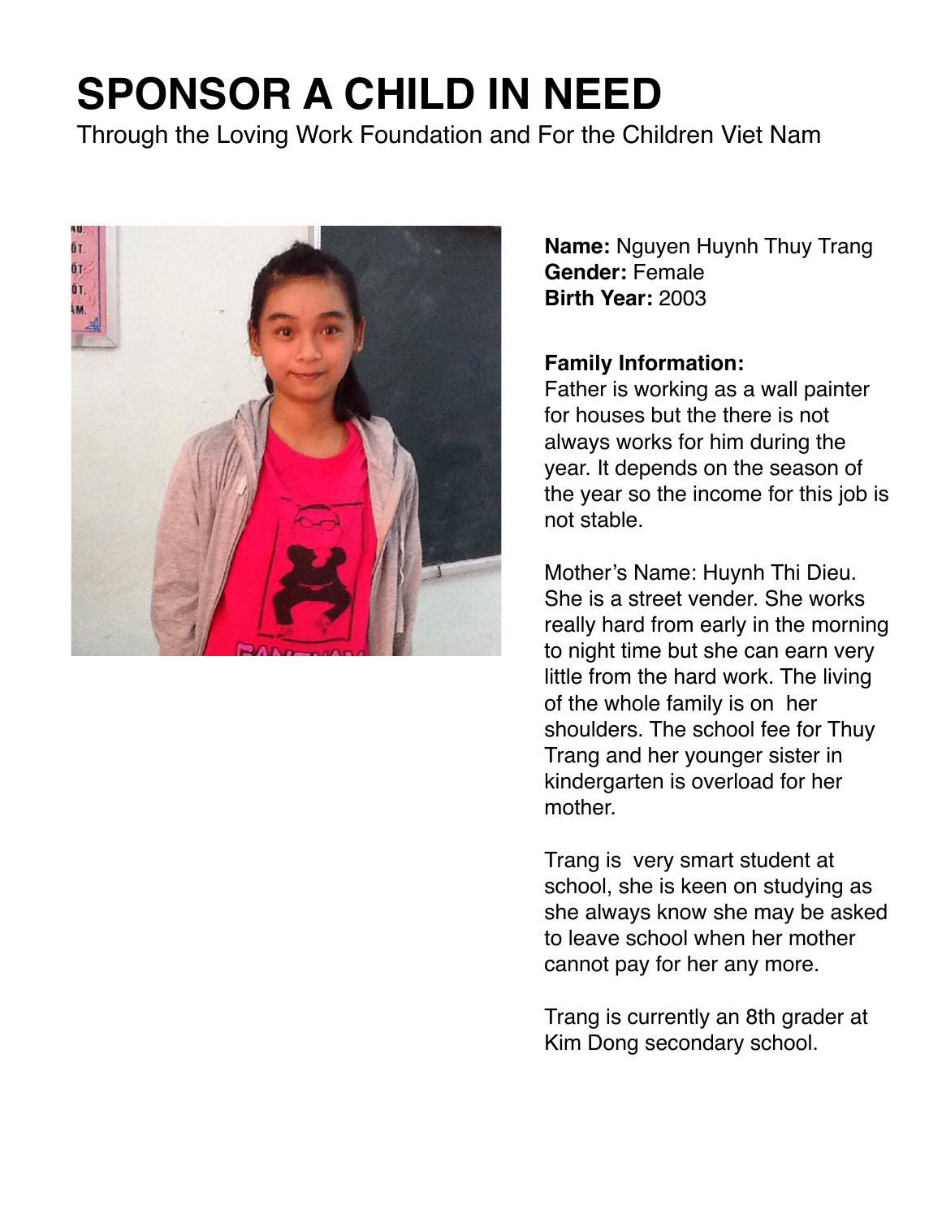# SPONSOR A CHILD IN NEED

Through the Loving Work Foundation and For the Children Viet Nam

**Name:** Nguyen Huynh Thuy Trang
**Gender:** Female
**Birth Year:** 2003

**Family Information:**
Father is working as a wall painter for houses but the there is not always works for him during the year. It depends on the season of the year so the income for this job is not stable.

Mother's Name: Huynh Thi Dieu. She is a street vender. She works really hard from early in the morning to night time but she can earn very little from the hard work. The living of the whole family is on her shoulders. The school fee for Thuy Trang and her younger sister in kindergarten is overload for her mother.

Trang is very smart student at school, she is keen on studying as she always know she may be asked to leave school when her mother cannot pay for her any more.

Trang is currently an 8th grader at Kim Dong secondary school.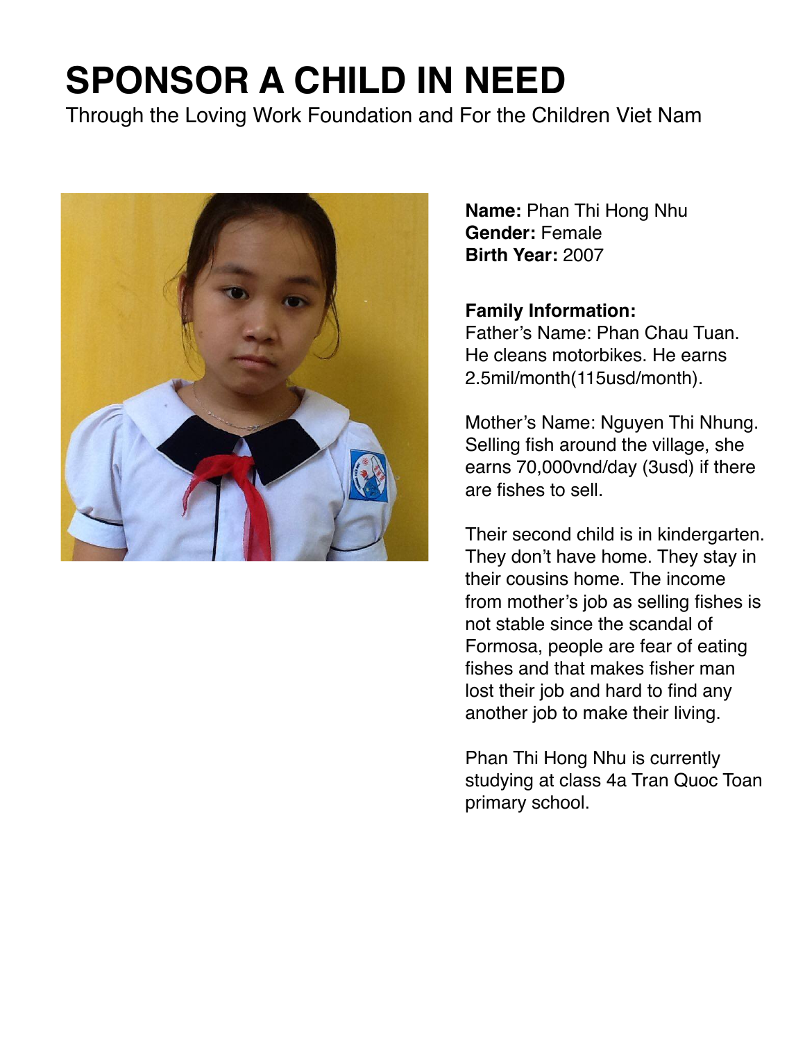# SPONSOR A CHILD IN NEED

Through the Loving Work Foundation and For the Children Viet Nam

**Name:** Phan Thi Hong Nhu
**Gender:** Female
**Birth Year:** 2007

**Family Information:**
Father's Name: Phan Chau Tuan. He cleans motorbikes. He earns 2.5mil/month(115usd/month).

Mother's Name: Nguyen Thi Nhung. Selling fish around the village, she earns 70,000vnd/day (3usd) if there are fishes to sell.

Their second child is in kindergarten. They don't have home. They stay in their cousins home. The income from mother's job as selling fishes is not stable since the scandal of Formosa, people are fear of eating fishes and that makes fisher man lost their job and hard to find any another job to make their living.

Phan Thi Hong Nhu is currently studying at class 4a Tran Quoc Toan primary school.